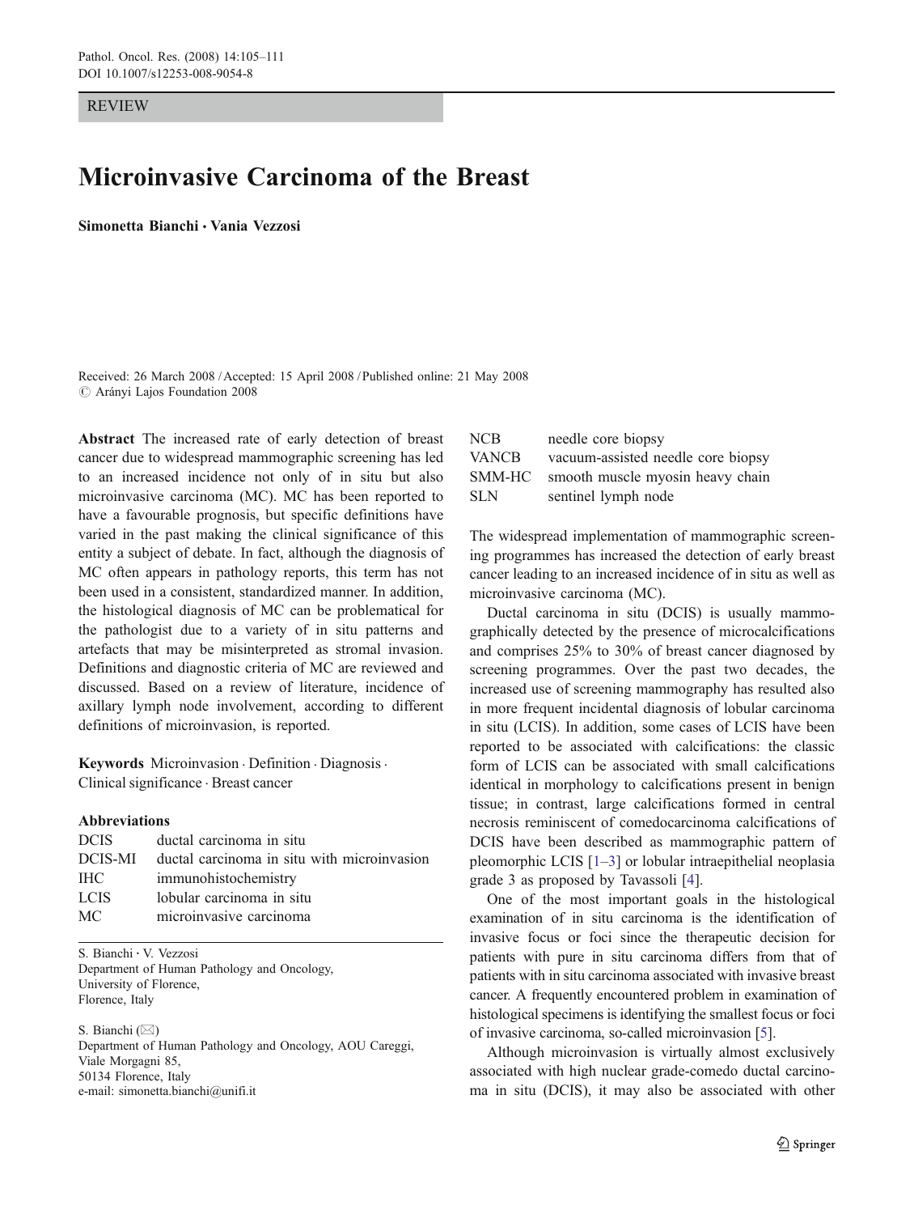REVIEW

# Microinvasive Carcinoma of the Breast

**Simonetta Bianchi · Vania Vezzosi**

Received: 26 March 2008 / Accepted: 15 April 2008 / Published online: 21 May 2008
© Arányi Lajos Foundation 2008

**Abstract** The increased rate of early detection of breast cancer due to widespread mammographic screening has led to an increased incidence not only of in situ but also microinvasive carcinoma (MC). MC has been reported to have a favourable prognosis, but specific definitions have varied in the past making the clinical significance of this entity a subject of debate. In fact, although the diagnosis of MC often appears in pathology reports, this term has not been used in a consistent, standardized manner. In addition, the histological diagnosis of MC can be problematical for the pathologist due to a variety of in situ patterns and artefacts that may be misinterpreted as stromal invasion. Definitions and diagnostic criteria of MC are reviewed and discussed. Based on a review of literature, incidence of axillary lymph node involvement, according to different definitions of microinvasion, is reported.

**Keywords** Microinvasion · Definition · Diagnosis · Clinical significance · Breast cancer

**Abbreviations**

| | |
|---|---|
| DCIS | ductal carcinoma in situ |
| DCIS-MI | ductal carcinoma in situ with microinvasion |
| IHC | immunohistochemistry |
| LCIS | lobular carcinoma in situ |
| MC | microinvasive carcinoma |
| NCB | needle core biopsy |
| VANCB | vacuum-assisted needle core biopsy |
| SMM-HC | smooth muscle myosin heavy chain |
| SLN | sentinel lymph node |

S. Bianchi · V. Vezzosi
Department of Human Pathology and Oncology,
University of Florence,
Florence, Italy

S. Bianchi (✉)
Department of Human Pathology and Oncology, AOU Careggi,
Viale Morgagni 85,
50134 Florence, Italy
e-mail: simonetta.bianchi@unifi.it

The widespread implementation of mammographic screening programmes has increased the detection of early breast cancer leading to an increased incidence of in situ as well as microinvasive carcinoma (MC).

Ductal carcinoma in situ (DCIS) is usually mammographically detected by the presence of microcalcifications and comprises 25% to 30% of breast cancer diagnosed by screening programmes. Over the past two decades, the increased use of screening mammography has resulted also in more frequent incidental diagnosis of lobular carcinoma in situ (LCIS). In addition, some cases of LCIS have been reported to be associated with calcifications: the classic form of LCIS can be associated with small calcifications identical in morphology to calcifications present in benign tissue; in contrast, large calcifications formed in central necrosis reminiscent of comedocarcinoma calcifications of DCIS have been described as mammographic pattern of pleomorphic LCIS [1–3] or lobular intraepithelial neoplasia grade 3 as proposed by Tavassoli [4].

One of the most important goals in the histological examination of in situ carcinoma is the identification of invasive focus or foci since the therapeutic decision for patients with pure in situ carcinoma differs from that of patients with in situ carcinoma associated with invasive breast cancer. A frequently encountered problem in examination of histological specimens is identifying the smallest focus or foci of invasive carcinoma, so-called microinvasion [5].

Although microinvasion is virtually almost exclusively associated with high nuclear grade-comedo ductal carcinoma in situ (DCIS), it may also be associated with other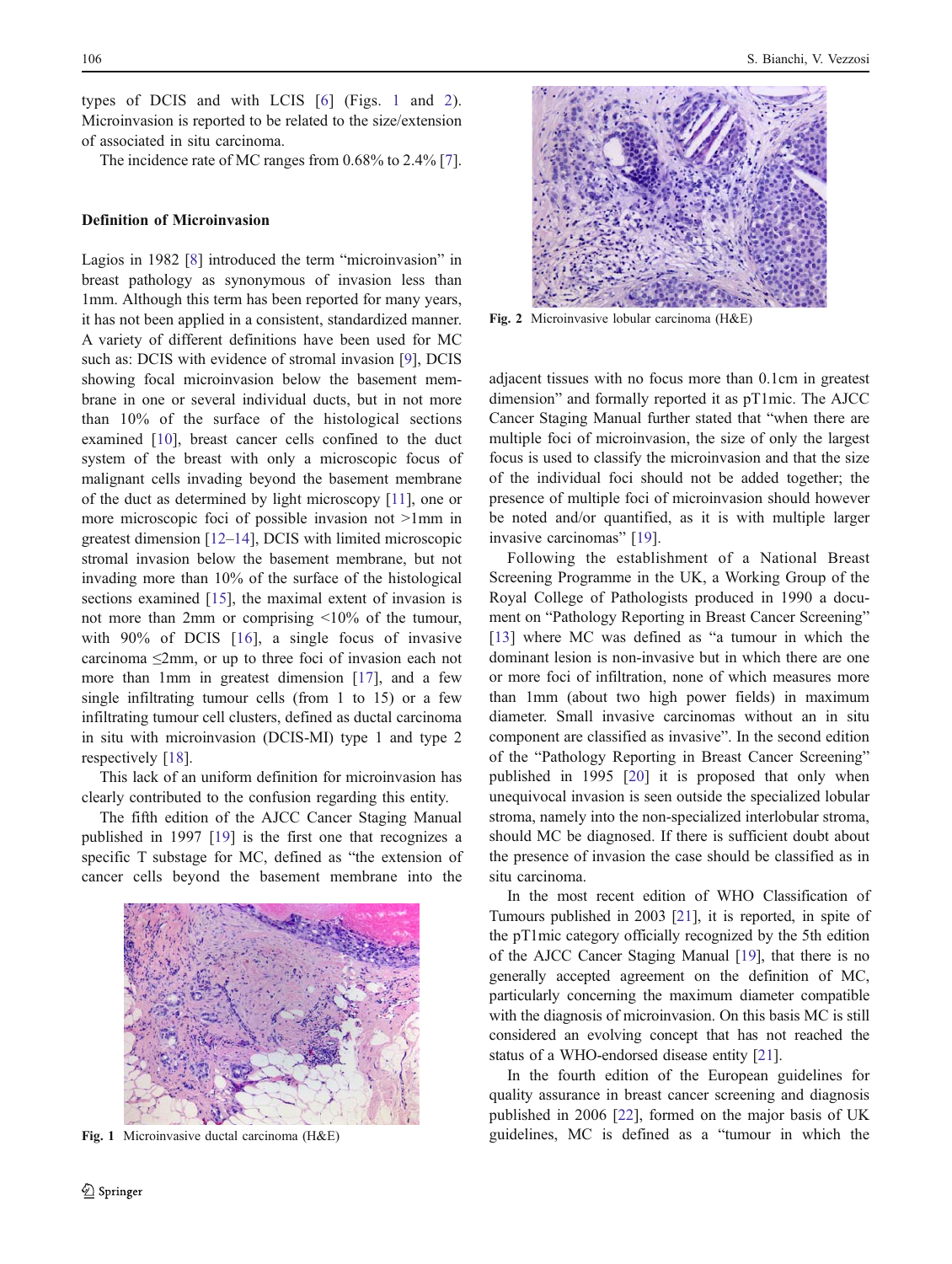types of DCIS and with LCIS [6] (Figs. 1 and 2). Microinvasion is reported to be related to the size/extension of associated in situ carcinoma.

The incidence rate of MC ranges from 0.68% to 2.4% [7].

## Definition of Microinvasion

Lagios in 1982 [8] introduced the term "microinvasion" in breast pathology as synonymous of invasion less than 1mm. Although this term has been reported for many years, it has not been applied in a consistent, standardized manner. A variety of different definitions have been used for MC such as: DCIS with evidence of stromal invasion [9], DCIS showing focal microinvasion below the basement membrane in one or several individual ducts, but in not more than 10% of the surface of the histological sections examined [10], breast cancer cells confined to the duct system of the breast with only a microscopic focus of malignant cells invading beyond the basement membrane of the duct as determined by light microscopy [11], one or more microscopic foci of possible invasion not >1mm in greatest dimension [12–14], DCIS with limited microscopic stromal invasion below the basement membrane, but not invading more than 10% of the surface of the histological sections examined [15], the maximal extent of invasion is not more than 2mm or comprising <10% of the tumour, with 90% of DCIS [16], a single focus of invasive carcinoma ≤2mm, or up to three foci of invasion each not more than 1mm in greatest dimension [17], and a few single infiltrating tumour cells (from 1 to 15) or a few infiltrating tumour cell clusters, defined as ductal carcinoma in situ with microinvasion (DCIS-MI) type 1 and type 2 respectively [18].

This lack of an uniform definition for microinvasion has clearly contributed to the confusion regarding this entity.

The fifth edition of the AJCC Cancer Staging Manual published in 1997 [19] is the first one that recognizes a specific T substage for MC, defined as "the extension of cancer cells beyond the basement membrane into the adjacent tissues with no focus more than 0.1cm in greatest dimension" and formally reported it as pT1mic. The AJCC Cancer Staging Manual further stated that "when there are multiple foci of microinvasion, the size of only the largest focus is used to classify the microinvasion and that the size of the individual foci should not be added together; the presence of multiple foci of microinvasion should however be noted and/or quantified, as it is with multiple larger invasive carcinomas" [19].

Fig. 1 Microinvasive ductal carcinoma (H&E)

Fig. 2 Microinvasive lobular carcinoma (H&E)

Following the establishment of a National Breast Screening Programme in the UK, a Working Group of the Royal College of Pathologists produced in 1990 a document on "Pathology Reporting in Breast Cancer Screening" [13] where MC was defined as "a tumour in which the dominant lesion is non-invasive but in which there are one or more foci of infiltration, none of which measures more than 1mm (about two high power fields) in maximum diameter. Small invasive carcinomas without an in situ component are classified as invasive". In the second edition of the "Pathology Reporting in Breast Cancer Screening" published in 1995 [20] it is proposed that only when unequivocal invasion is seen outside the specialized lobular stroma, namely into the non-specialized interlobular stroma, should MC be diagnosed. If there is sufficient doubt about the presence of invasion the case should be classified as in situ carcinoma.

In the most recent edition of WHO Classification of Tumours published in 2003 [21], it is reported, in spite of the pT1mic category officially recognized by the 5th edition of the AJCC Cancer Staging Manual [19], that there is no generally accepted agreement on the definition of MC, particularly concerning the maximum diameter compatible with the diagnosis of microinvasion. On this basis MC is still considered an evolving concept that has not reached the status of a WHO-endorsed disease entity [21].

In the fourth edition of the European guidelines for quality assurance in breast cancer screening and diagnosis published in 2006 [22], formed on the major basis of UK guidelines, MC is defined as a "tumour in which the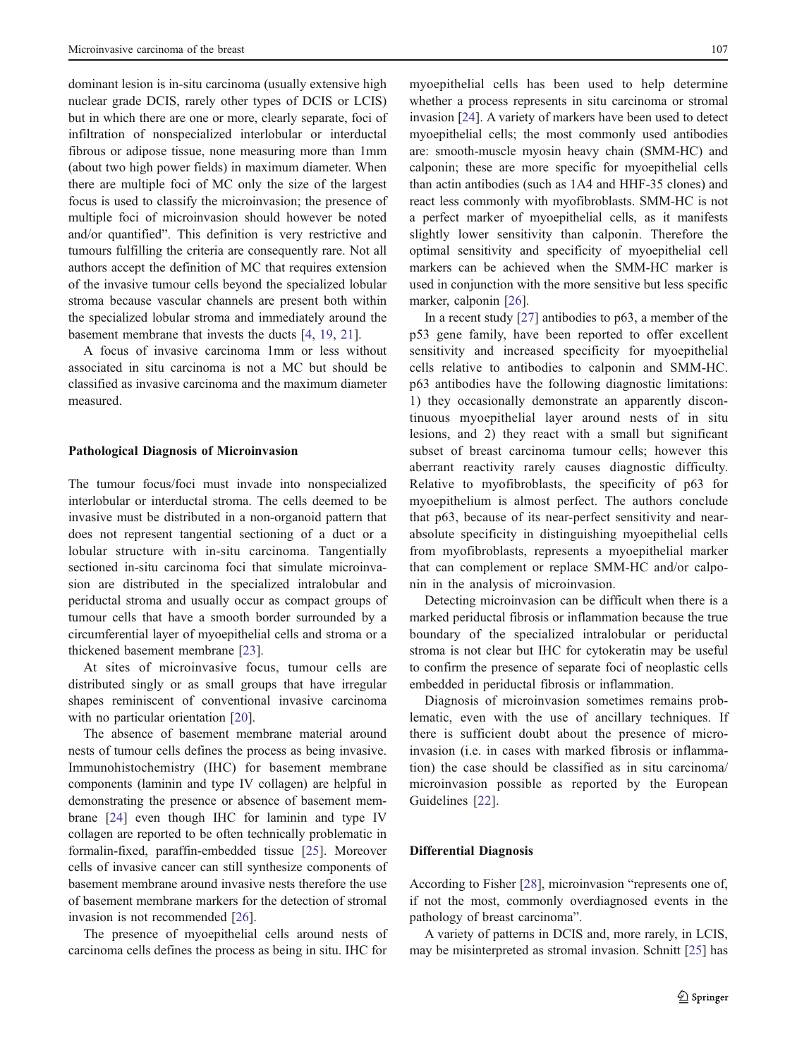dominant lesion is in-situ carcinoma (usually extensive high nuclear grade DCIS, rarely other types of DCIS or LCIS) but in which there are one or more, clearly separate, foci of infiltration of nonspecialized interlobular or interductal fibrous or adipose tissue, none measuring more than 1mm (about two high power fields) in maximum diameter. When there are multiple foci of MC only the size of the largest focus is used to classify the microinvasion; the presence of multiple foci of microinvasion should however be noted and/or quantified". This definition is very restrictive and tumours fulfilling the criteria are consequently rare. Not all authors accept the definition of MC that requires extension of the invasive tumour cells beyond the specialized lobular stroma because vascular channels are present both within the specialized lobular stroma and immediately around the basement membrane that invests the ducts [4, 19, 21].

A focus of invasive carcinoma 1mm or less without associated in situ carcinoma is not a MC but should be classified as invasive carcinoma and the maximum diameter measured.

## Pathological Diagnosis of Microinvasion

The tumour focus/foci must invade into nonspecialized interlobular or interductal stroma. The cells deemed to be invasive must be distributed in a non-organoid pattern that does not represent tangential sectioning of a duct or a lobular structure with in-situ carcinoma. Tangentially sectioned in-situ carcinoma foci that simulate microinvasion are distributed in the specialized intralobular and periductal stroma and usually occur as compact groups of tumour cells that have a smooth border surrounded by a circumferential layer of myoepithelial cells and stroma or a thickened basement membrane [23].

At sites of microinvasive focus, tumour cells are distributed singly or as small groups that have irregular shapes reminiscent of conventional invasive carcinoma with no particular orientation [20].

The absence of basement membrane material around nests of tumour cells defines the process as being invasive. Immunohistochemistry (IHC) for basement membrane components (laminin and type IV collagen) are helpful in demonstrating the presence or absence of basement membrane [24] even though IHC for laminin and type IV collagen are reported to be often technically problematic in formalin-fixed, paraffin-embedded tissue [25]. Moreover cells of invasive cancer can still synthesize components of basement membrane around invasive nests therefore the use of basement membrane markers for the detection of stromal invasion is not recommended [26].

The presence of myoepithelial cells around nests of carcinoma cells defines the process as being in situ. IHC for myoepithelial cells has been used to help determine whether a process represents in situ carcinoma or stromal invasion [24]. A variety of markers have been used to detect myoepithelial cells; the most commonly used antibodies are: smooth-muscle myosin heavy chain (SMM-HC) and calponin; these are more specific for myoepithelial cells than actin antibodies (such as 1A4 and HHF-35 clones) and react less commonly with myofibroblasts. SMM-HC is not a perfect marker of myoepithelial cells, as it manifests slightly lower sensitivity than calponin. Therefore the optimal sensitivity and specificity of myoepithelial cell markers can be achieved when the SMM-HC marker is used in conjunction with the more sensitive but less specific marker, calponin [26].

In a recent study [27] antibodies to p63, a member of the p53 gene family, have been reported to offer excellent sensitivity and increased specificity for myoepithelial cells relative to antibodies to calponin and SMM-HC. p63 antibodies have the following diagnostic limitations: 1) they occasionally demonstrate an apparently discontinuous myoepithelial layer around nests of in situ lesions, and 2) they react with a small but significant subset of breast carcinoma tumour cells; however this aberrant reactivity rarely causes diagnostic difficulty. Relative to myofibroblasts, the specificity of p63 for myoepithelium is almost perfect. The authors conclude that p63, because of its near-perfect sensitivity and near-absolute specificity in distinguishing myoepithelial cells from myofibroblasts, represents a myoepithelial marker that can complement or replace SMM-HC and/or calponin in the analysis of microinvasion.

Detecting microinvasion can be difficult when there is a marked periductal fibrosis or inflammation because the true boundary of the specialized intralobular or periductal stroma is not clear but IHC for cytokeratin may be useful to confirm the presence of separate foci of neoplastic cells embedded in periductal fibrosis or inflammation.

Diagnosis of microinvasion sometimes remains problematic, even with the use of ancillary techniques. If there is sufficient doubt about the presence of microinvasion (i.e. in cases with marked fibrosis or inflammation) the case should be classified as in situ carcinoma/microinvasion possible as reported by the European Guidelines [22].

## Differential Diagnosis

According to Fisher [28], microinvasion "represents one of, if not the most, commonly overdiagnosed events in the pathology of breast carcinoma".

A variety of patterns in DCIS and, more rarely, in LCIS, may be misinterpreted as stromal invasion. Schnitt [25] has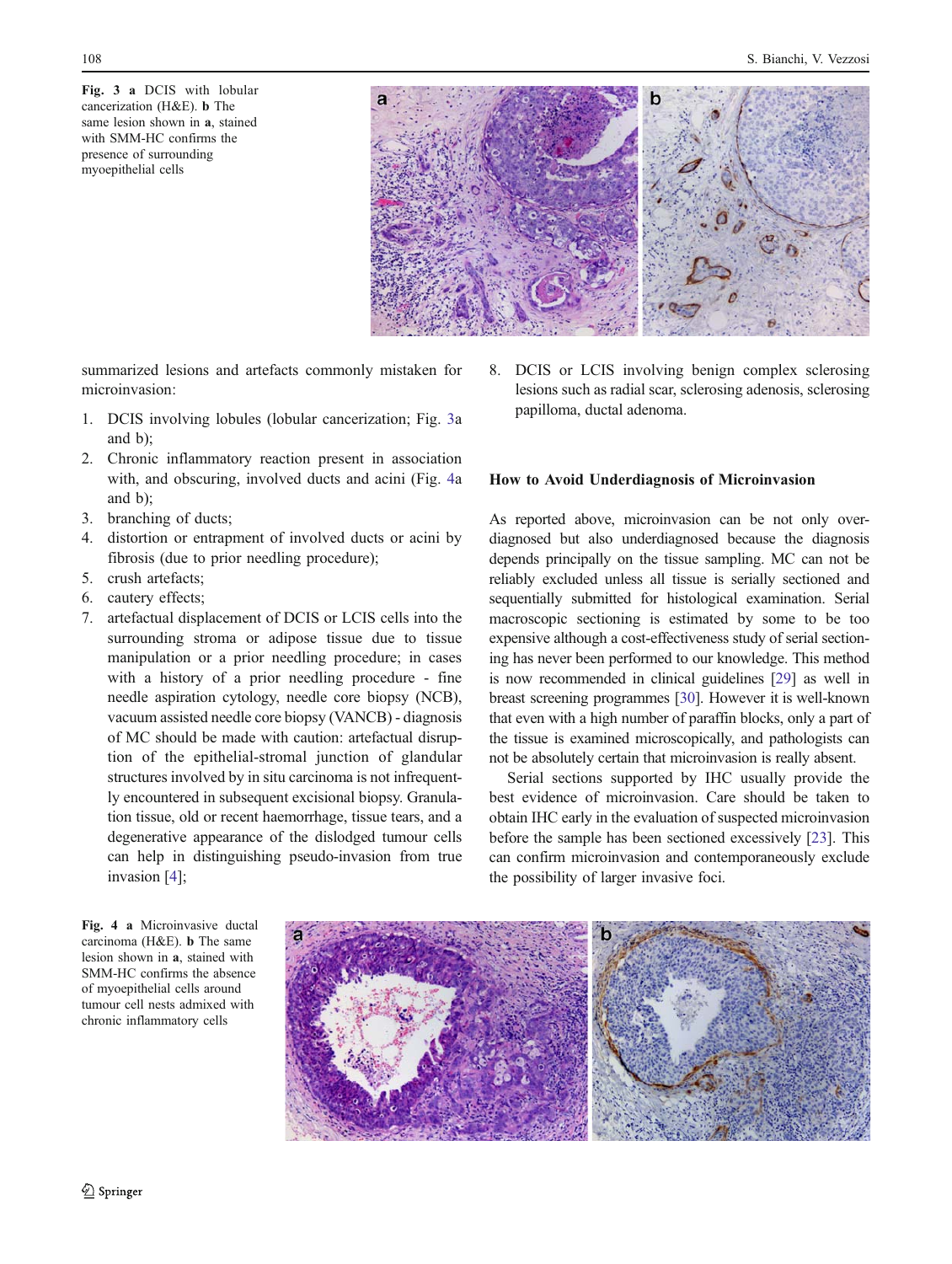Fig. 3 **a** DCIS with lobular cancerization (H&E). **b** The same lesion shown in **a**, stained with SMM-HC confirms the presence of surrounding myoepithelial cells

summarized lesions and artefacts commonly mistaken for microinvasion:

1. DCIS involving lobules (lobular cancerization; Fig. 3a and b);
2. Chronic inflammatory reaction present in association with, and obscuring, involved ducts and acini (Fig. 4a and b);
3. branching of ducts;
4. distortion or entrapment of involved ducts or acini by fibrosis (due to prior needling procedure);
5. crush artefacts;
6. cautery effects;
7. artefactual displacement of DCIS or LCIS cells into the surrounding stroma or adipose tissue due to tissue manipulation or a prior needling procedure; in cases with a history of a prior needling procedure - fine needle aspiration cytology, needle core biopsy (NCB), vacuum assisted needle core biopsy (VANCB) - diagnosis of MC should be made with caution: artefactual disruption of the epithelial-stromal junction of glandular structures involved by in situ carcinoma is not infrequently encountered in subsequent excisional biopsy. Granulation tissue, old or recent haemorrhage, tissue tears, and a degenerative appearance of the dislodged tumour cells can help in distinguishing pseudo-invasion from true invasion [4];
8. DCIS or LCIS involving benign complex sclerosing lesions such as radial scar, sclerosing adenosis, sclerosing papilloma, ductal adenoma.

### How to Avoid Underdiagnosis of Microinvasion

As reported above, microinvasion can be not only over-diagnosed but also underdiagnosed because the diagnosis depends principally on the tissue sampling. MC can not be reliably excluded unless all tissue is serially sectioned and sequentially submitted for histological examination. Serial macroscopic sectioning is estimated by some to be too expensive although a cost-effectiveness study of serial sectioning has never been performed to our knowledge. This method is now recommended in clinical guidelines [29] as well in breast screening programmes [30]. However it is well-known that even with a high number of paraffin blocks, only a part of the tissue is examined microscopically, and pathologists can not be absolutely certain that microinvasion is really absent.

Serial sections supported by IHC usually provide the best evidence of microinvasion. Care should be taken to obtain IHC early in the evaluation of suspected microinvasion before the sample has been sectioned excessively [23]. This can confirm microinvasion and contemporaneously exclude the possibility of larger invasive foci.

Fig. 4 **a** Microinvasive ductal carcinoma (H&E). **b** The same lesion shown in **a**, stained with SMM-HC confirms the absence of myoepithelial cells around tumour cell nests admixed with chronic inflammatory cells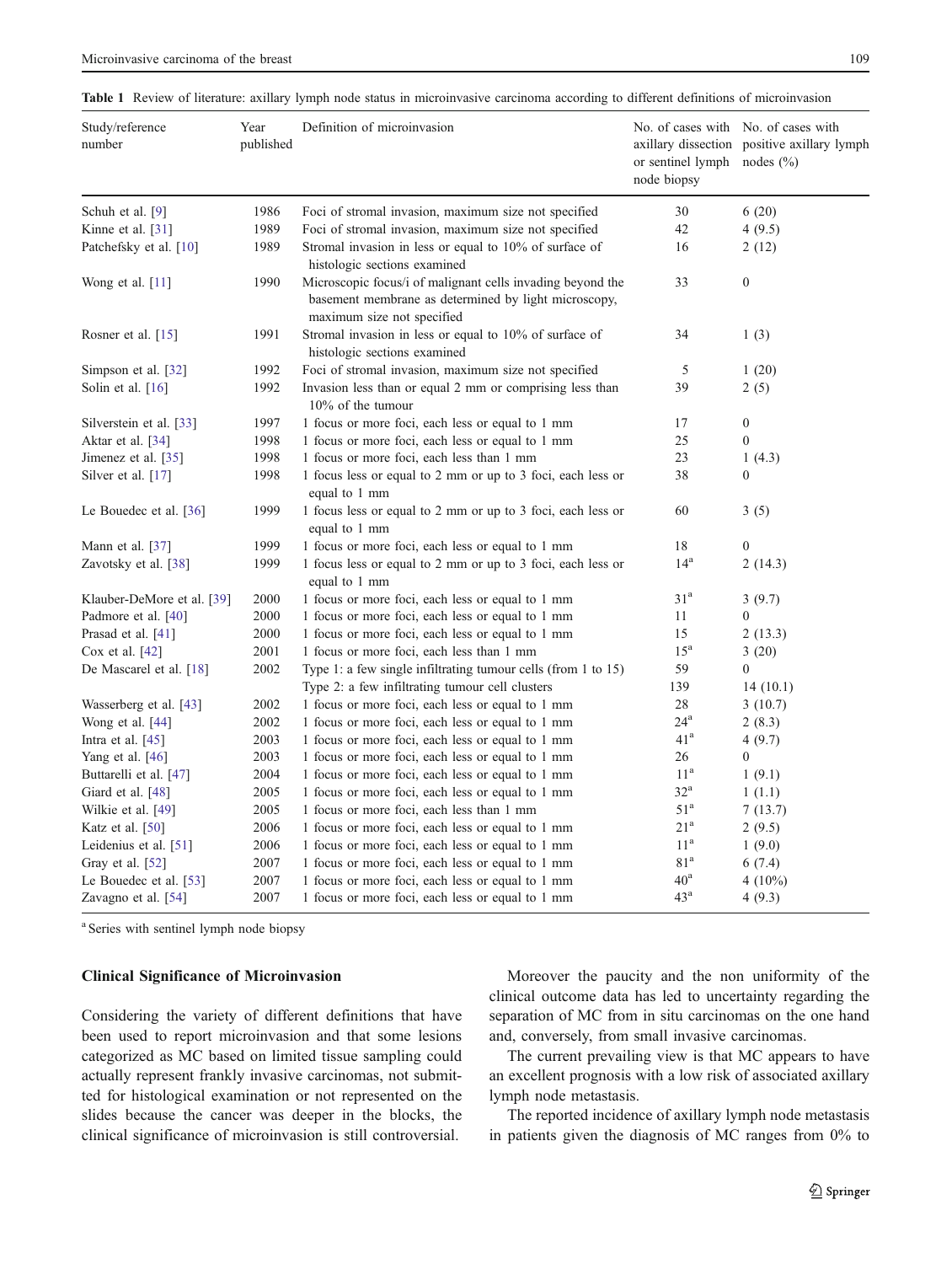Table 1 Review of literature: axillary lymph node status in microinvasive carcinoma according to different definitions of microinvasion

| Study/reference number | Year published | Definition of microinvasion | No. of cases with axillary dissection or sentinel lymph node biopsy | No. of cases with positive axillary lymph nodes (%) |
|---|---|---|---|---|
| Schuh et al. [9] | 1986 | Foci of stromal invasion, maximum size not specified | 30 | 6 (20) |
| Kinne et al. [31] | 1989 | Foci of stromal invasion, maximum size not specified | 42 | 4 (9.5) |
| Patchefsky et al. [10] | 1989 | Stromal invasion in less or equal to 10% of surface of histologic sections examined | 16 | 2 (12) |
| Wong et al. [11] | 1990 | Microscopic focus/i of malignant cells invading beyond the basement membrane as determined by light microscopy, maximum size not specified | 33 | 0 |
| Rosner et al. [15] | 1991 | Stromal invasion in less or equal to 10% of surface of histologic sections examined | 34 | 1 (3) |
| Simpson et al. [32] | 1992 | Foci of stromal invasion, maximum size not specified | 5 | 1 (20) |
| Solin et al. [16] | 1992 | Invasion less than or equal 2 mm or comprising less than 10% of the tumour | 39 | 2 (5) |
| Silverstein et al. [33] | 1997 | 1 focus or more foci, each less or equal to 1 mm | 17 | 0 |
| Aktar et al. [34] | 1998 | 1 focus or more foci, each less or equal to 1 mm | 25 | 0 |
| Jimenez et al. [35] | 1998 | 1 focus or more foci, each less than 1 mm | 23 | 1 (4.3) |
| Silver et al. [17] | 1998 | 1 focus less or equal to 2 mm or up to 3 foci, each less or equal to 1 mm | 38 | 0 |
| Le Bouedec et al. [36] | 1999 | 1 focus less or equal to 2 mm or up to 3 foci, each less or equal to 1 mm | 60 | 3 (5) |
| Mann et al. [37] | 1999 | 1 focus or more foci, each less or equal to 1 mm | 18 | 0 |
| Zavotsky et al. [38] | 1999 | 1 focus less or equal to 2 mm or up to 3 foci, each less or equal to 1 mm | 14[a] | 2 (14.3) |
| Klauber-DeMore et al. [39] | 2000 | 1 focus or more foci, each less or equal to 1 mm | 31[a] | 3 (9.7) |
| Padmore et al. [40] | 2000 | 1 focus or more foci, each less or equal to 1 mm | 11 | 0 |
| Prasad et al. [41] | 2000 | 1 focus or more foci, each less or equal to 1 mm | 15 | 2 (13.3) |
| Cox et al. [42] | 2001 | 1 focus or more foci, each less than 1 mm | 15[a] | 3 (20) |
| De Mascarel et al. [18] | 2002 | Type 1: a few single infiltrating tumour cells (from 1 to 15) | 59 | 0 |
| | | Type 2: a few infiltrating tumour cell clusters | 139 | 14 (10.1) |
| Wasserberg et al. [43] | 2002 | 1 focus or more foci, each less or equal to 1 mm | 28 | 3 (10.7) |
| Wong et al. [44] | 2002 | 1 focus or more foci, each less or equal to 1 mm | 24[a] | 2 (8.3) |
| Intra et al. [45] | 2003 | 1 focus or more foci, each less or equal to 1 mm | 41[a] | 4 (9.7) |
| Yang et al. [46] | 2003 | 1 focus or more foci, each less or equal to 1 mm | 26 | 0 |
| Buttarelli et al. [47] | 2004 | 1 focus or more foci, each less or equal to 1 mm | 11[a] | 1 (9.1) |
| Giard et al. [48] | 2005 | 1 focus or more foci, each less or equal to 1 mm | 32[a] | 1 (1.1) |
| Wilkie et al. [49] | 2005 | 1 focus or more foci, each less than 1 mm | 51[a] | 7 (13.7) |
| Katz et al. [50] | 2006 | 1 focus or more foci, each less or equal to 1 mm | 21[a] | 2 (9.5) |
| Leidenius et al. [51] | 2006 | 1 focus or more foci, each less or equal to 1 mm | 11[a] | 1 (9.0) |
| Gray et al. [52] | 2007 | 1 focus or more foci, each less or equal to 1 mm | 81[a] | 6 (7.4) |
| Le Bouedec et al. [53] | 2007 | 1 focus or more foci, each less or equal to 1 mm | 40[a] | 4 (10%) |
| Zavagno et al. [54] | 2007 | 1 focus or more foci, each less or equal to 1 mm | 43[a] | 4 (9.3) |

[a] Series with sentinel lymph node biopsy

### Clinical Significance of Microinvasion

Considering the variety of different definitions that have been used to report microinvasion and that some lesions categorized as MC based on limited tissue sampling could actually represent frankly invasive carcinomas, not submitted for histological examination or not represented on the slides because the cancer was deeper in the blocks, the clinical significance of microinvasion is still controversial.

Moreover the paucity and the non uniformity of the clinical outcome data has led to uncertainty regarding the separation of MC from in situ carcinomas on the one hand and, conversely, from small invasive carcinomas.

The current prevailing view is that MC appears to have an excellent prognosis with a low risk of associated axillary lymph node metastasis.

The reported incidence of axillary lymph node metastasis in patients given the diagnosis of MC ranges from 0% to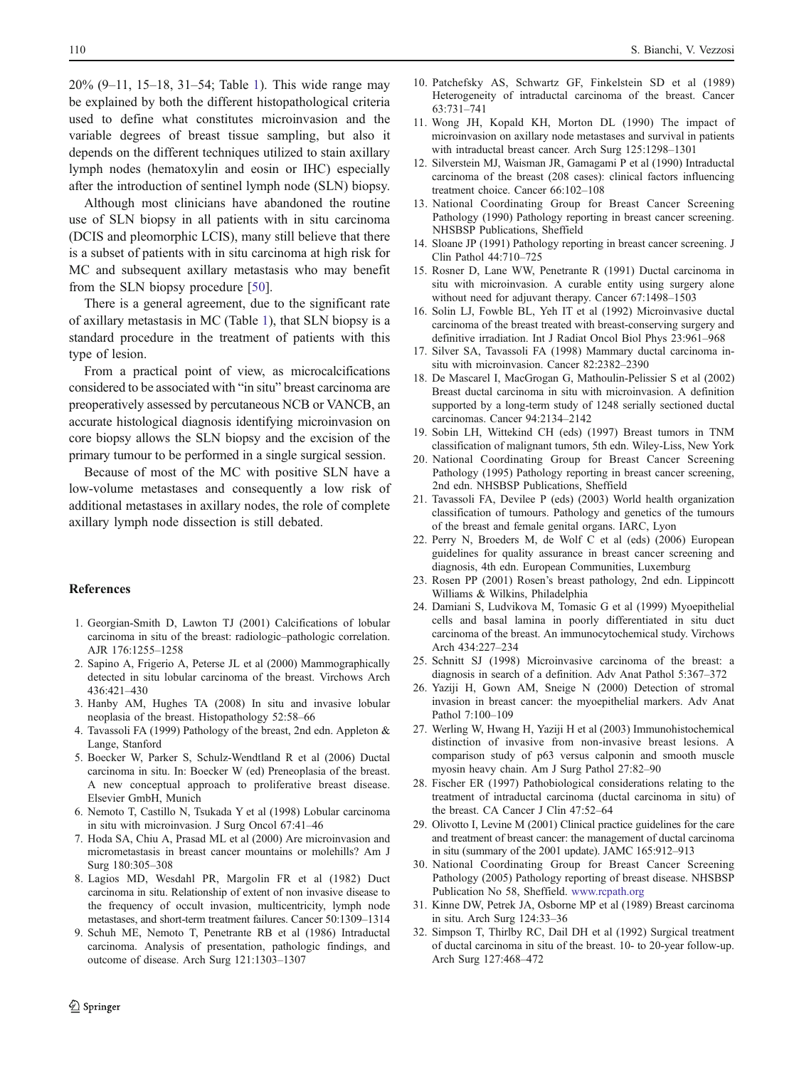20% (9–11, 15–18, 31–54; Table 1). This wide range may be explained by both the different histopathological criteria used to define what constitutes microinvasion and the variable degrees of breast tissue sampling, but also it depends on the different techniques utilized to stain axillary lymph nodes (hematoxylin and eosin or IHC) especially after the introduction of sentinel lymph node (SLN) biopsy.

Although most clinicians have abandoned the routine use of SLN biopsy in all patients with in situ carcinoma (DCIS and pleomorphic LCIS), many still believe that there is a subset of patients with in situ carcinoma at high risk for MC and subsequent axillary metastasis who may benefit from the SLN biopsy procedure [50].

There is a general agreement, due to the significant rate of axillary metastasis in MC (Table 1), that SLN biopsy is a standard procedure in the treatment of patients with this type of lesion.

From a practical point of view, as microcalcifications considered to be associated with "in situ" breast carcinoma are preoperatively assessed by percutaneous NCB or VANCB, an accurate histological diagnosis identifying microinvasion on core biopsy allows the SLN biopsy and the excision of the primary tumour to be performed in a single surgical session.

Because of most of the MC with positive SLN have a low-volume metastases and consequently a low risk of additional metastases in axillary nodes, the role of complete axillary lymph node dissection is still debated.

## References

1. Georgian-Smith D, Lawton TJ (2001) Calcifications of lobular carcinoma in situ of the breast: radiologic–pathologic correlation. AJR 176:1255–1258
2. Sapino A, Frigerio A, Peterse JL et al (2000) Mammographically detected in situ lobular carcinoma of the breast. Virchows Arch 436:421–430
3. Hanby AM, Hughes TA (2008) In situ and invasive lobular neoplasia of the breast. Histopathology 52:58–66
4. Tavassoli FA (1999) Pathology of the breast, 2nd edn. Appleton & Lange, Stanford
5. Boecker W, Parker S, Schulz-Wendtland R et al (2006) Ductal carcinoma in situ. In: Boecker W (ed) Preneoplasia of the breast. A new conceptual approach to proliferative breast disease. Elsevier GmbH, Munich
6. Nemoto T, Castillo N, Tsukada Y et al (1998) Lobular carcinoma in situ with microinvasion. J Surg Oncol 67:41–46
7. Hoda SA, Chiu A, Prasad ML et al (2000) Are microinvasion and micrometastasis in breast cancer mountains or molehills? Am J Surg 180:305–308
8. Lagios MD, Wesdahl PR, Margolin FR et al (1982) Duct carcinoma in situ. Relationship of extent of non invasive disease to the frequency of occult invasion, multicentricity, lymph node metastases, and short-term treatment failures. Cancer 50:1309–1314
9. Schuh ME, Nemoto T, Penetrante RB et al (1986) Intraductal carcinoma. Analysis of presentation, pathologic findings, and outcome of disease. Arch Surg 121:1303–1307
10. Patchefsky AS, Schwartz GF, Finkelstein SD et al (1989) Heterogeneity of intraductal carcinoma of the breast. Cancer 63:731–741
11. Wong JH, Kopald KH, Morton DL (1990) The impact of microinvasion on axillary node metastases and survival in patients with intraductal breast cancer. Arch Surg 125:1298–1301
12. Silverstein MJ, Waisman JR, Gamagami P et al (1990) Intraductal carcinoma of the breast (208 cases): clinical factors influencing treatment choice. Cancer 66:102–108
13. National Coordinating Group for Breast Cancer Screening Pathology (1990) Pathology reporting in breast cancer screening. NHSBSP Publications, Sheffield
14. Sloane JP (1991) Pathology reporting in breast cancer screening. J Clin Pathol 44:710–725
15. Rosner D, Lane WW, Penetrante R (1991) Ductal carcinoma in situ with microinvasion. A curable entity using surgery alone without need for adjuvant therapy. Cancer 67:1498–1503
16. Solin LJ, Fowble BL, Yeh IT et al (1992) Microinvasive ductal carcinoma of the breast treated with breast-conserving surgery and definitive irradiation. Int J Radiat Oncol Biol Phys 23:961–968
17. Silver SA, Tavassoli FA (1998) Mammary ductal carcinoma in-situ with microinvasion. Cancer 82:2382–2390
18. De Mascarel I, MacGrogan G, Mathoulin-Pelissier S et al (2002) Breast ductal carcinoma in situ with microinvasion. A definition supported by a long-term study of 1248 serially sectioned ductal carcinomas. Cancer 94:2134–2142
19. Sobin LH, Wittekind CH (eds) (1997) Breast tumors in TNM classification of malignant tumors, 5th edn. Wiley-Liss, New York
20. National Coordinating Group for Breast Cancer Screening Pathology (1995) Pathology reporting in breast cancer screening, 2nd edn. NHSBSP Publications, Sheffield
21. Tavassoli FA, Devilee P (eds) (2003) World health organization classification of tumours. Pathology and genetics of the tumours of the breast and female genital organs. IARC, Lyon
22. Perry N, Broeders M, de Wolf C et al (eds) (2006) European guidelines for quality assurance in breast cancer screening and diagnosis, 4th edn. European Communities, Luxemburg
23. Rosen PP (2001) Rosen's breast pathology, 2nd edn. Lippincott Williams & Wilkins, Philadelphia
24. Damiani S, Ludvikova M, Tomasic G et al (1999) Myoepithelial cells and basal lamina in poorly differentiated in situ duct carcinoma of the breast. An immunocytochemical study. Virchows Arch 434:227–234
25. Schnitt SJ (1998) Microinvasive carcinoma of the breast: a diagnosis in search of a definition. Adv Anat Pathol 5:367–372
26. Yaziji H, Gown AM, Sneige N (2000) Detection of stromal invasion in breast cancer: the myoepithelial markers. Adv Anat Pathol 7:100–109
27. Werling W, Hwang H, Yaziji H et al (2003) Immunohistochemical distinction of invasive from non-invasive breast lesions. A comparison study of p63 versus calponin and smooth muscle myosin heavy chain. Am J Surg Pathol 27:82–90
28. Fischer ER (1997) Pathobiological considerations relating to the treatment of intraductal carcinoma (ductal carcinoma in situ) of the breast. CA Cancer J Clin 47:52–64
29. Olivotto I, Levine M (2001) Clinical practice guidelines for the care and treatment of breast cancer: the management of ductal carcinoma in situ (summary of the 2001 update). JAMC 165:912–913
30. National Coordinating Group for Breast Cancer Screening Pathology (2005) Pathology reporting of breast disease. NHSBSP Publication No 58, Sheffield. www.rcpath.org
31. Kinne DW, Petrek JA, Osborne MP et al (1989) Breast carcinoma in situ. Arch Surg 124:33–36
32. Simpson T, Thirlby RC, Dail DH et al (1992) Surgical treatment of ductal carcinoma in situ of the breast. 10- to 20-year follow-up. Arch Surg 127:468–472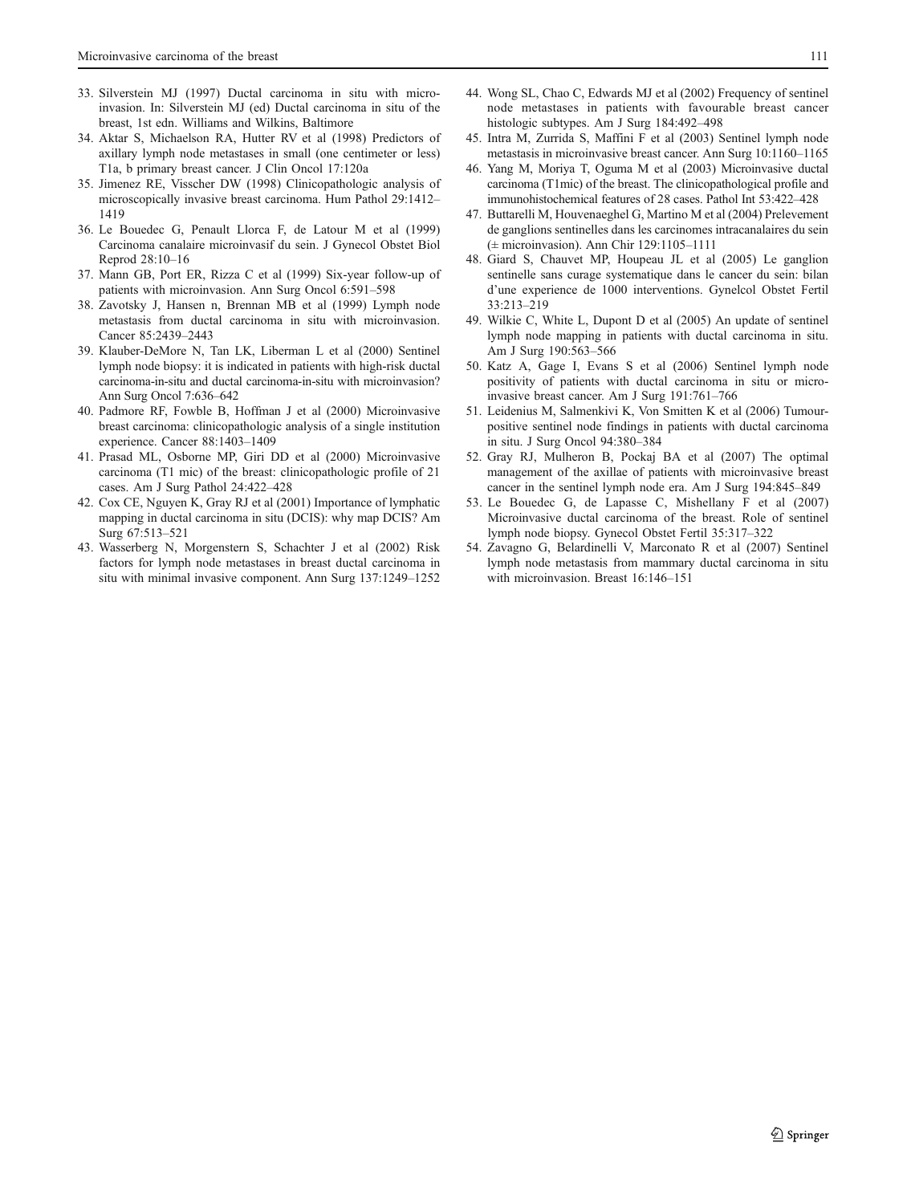33. Silverstein MJ (1997) Ductal carcinoma in situ with microinvasion. In: Silverstein MJ (ed) Ductal carcinoma in situ of the breast, 1st edn. Williams and Wilkins, Baltimore
34. Aktar S, Michaelson RA, Hutter RV et al (1998) Predictors of axillary lymph node metastases in small (one centimeter or less) T1a, b primary breast cancer. J Clin Oncol 17:120a
35. Jimenez RE, Visscher DW (1998) Clinicopathologic analysis of microscopically invasive breast carcinoma. Hum Pathol 29:1412–1419
36. Le Bouedec G, Penault Llorca F, de Latour M et al (1999) Carcinoma canalaire microinvasif du sein. J Gynecol Obstet Biol Reprod 28:10–16
37. Mann GB, Port ER, Rizza C et al (1999) Six-year follow-up of patients with microinvasion. Ann Surg Oncol 6:591–598
38. Zavotsky J, Hansen n, Brennan MB et al (1999) Lymph node metastasis from ductal carcinoma in situ with microinvasion. Cancer 85:2439–2443
39. Klauber-DeMore N, Tan LK, Liberman L et al (2000) Sentinel lymph node biopsy: it is indicated in patients with high-risk ductal carcinoma-in-situ and ductal carcinoma-in-situ with microinvasion? Ann Surg Oncol 7:636–642
40. Padmore RF, Fowble B, Hoffman J et al (2000) Microinvasive breast carcinoma: clinicopathologic analysis of a single institution experience. Cancer 88:1403–1409
41. Prasad ML, Osborne MP, Giri DD et al (2000) Microinvasive carcinoma (T1 mic) of the breast: clinicopathologic profile of 21 cases. Am J Surg Pathol 24:422–428
42. Cox CE, Nguyen K, Gray RJ et al (2001) Importance of lymphatic mapping in ductal carcinoma in situ (DCIS): why map DCIS? Am Surg 67:513–521
43. Wasserberg N, Morgenstern S, Schachter J et al (2002) Risk factors for lymph node metastases in breast ductal carcinoma in situ with minimal invasive component. Ann Surg 137:1249–1252
44. Wong SL, Chao C, Edwards MJ et al (2002) Frequency of sentinel node metastases in patients with favourable breast cancer histologic subtypes. Am J Surg 184:492–498
45. Intra M, Zurrida S, Maffini F et al (2003) Sentinel lymph node metastasis in microinvasive breast cancer. Ann Surg 10:1160–1165
46. Yang M, Moriya T, Oguma M et al (2003) Microinvasive ductal carcinoma (T1mic) of the breast. The clinicopathological profile and immunohistochemical features of 28 cases. Pathol Int 53:422–428
47. Buttarelli M, Houvenaeghel G, Martino M et al (2004) Prelevement de ganglions sentinelles dans les carcinomes intracanalaires du sein (± microinvasion). Ann Chir 129:1105–1111
48. Giard S, Chauvet MP, Houpeau JL et al (2005) Le ganglion sentinelle sans curage systematique dans le cancer du sein: bilan d'une experience de 1000 interventions. Gynelcol Obstet Fertil 33:213–219
49. Wilkie C, White L, Dupont D et al (2005) An update of sentinel lymph node mapping in patients with ductal carcinoma in situ. Am J Surg 190:563–566
50. Katz A, Gage I, Evans S et al (2006) Sentinel lymph node positivity of patients with ductal carcinoma in situ or microinvasive breast cancer. Am J Surg 191:761–766
51. Leidenius M, Salmenkivi K, Von Smitten K et al (2006) Tumour-positive sentinel node findings in patients with ductal carcinoma in situ. J Surg Oncol 94:380–384
52. Gray RJ, Mulheron B, Pockaj BA et al (2007) The optimal management of the axillae of patients with microinvasive breast cancer in the sentinel lymph node era. Am J Surg 194:845–849
53. Le Bouedec G, de Lapasse C, Mishellany F et al (2007) Microinvasive ductal carcinoma of the breast. Role of sentinel lymph node biopsy. Gynecol Obstet Fertil 35:317–322
54. Zavagno G, Belardinelli V, Marconato R et al (2007) Sentinel lymph node metastasis from mammary ductal carcinoma in situ with microinvasion. Breast 16:146–151